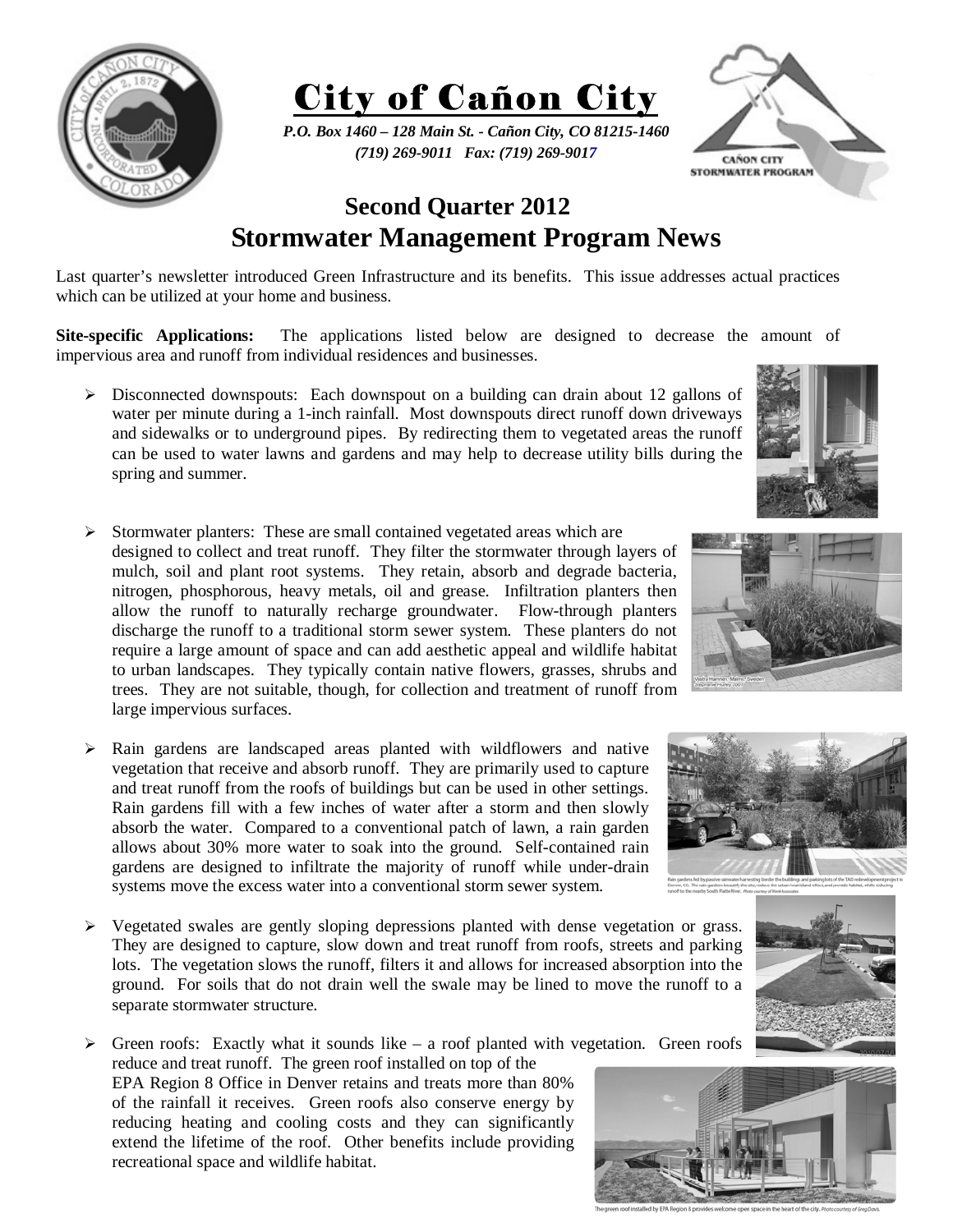# City of Cañon City

*P.O. Box 1460 – 128 Main St. - Cañon City, CO 81215-1460*
*(719) 269-9011 Fax: (719) 269-9017*

## Second Quarter 2012
## Stormwater Management Program News

Last quarter's newsletter introduced Green Infrastructure and its benefits. This issue addresses actual practices which can be utilized at your home and business.

**Site-specific Applications:** The applications listed below are designed to decrease the amount of impervious area and runoff from individual residences and businesses.

- Disconnected downspouts: Each downspout on a building can drain about 12 gallons of water per minute during a 1-inch rainfall. Most downspouts direct runoff down driveways and sidewalks or to underground pipes. By redirecting them to vegetated areas the runoff can be used to water lawns and gardens and may help to decrease utility bills during the spring and summer.

- Stormwater planters: These are small contained vegetated areas which are designed to collect and treat runoff. They filter the stormwater through layers of mulch, soil and plant root systems. They retain, absorb and degrade bacteria, nitrogen, phosphorous, heavy metals, oil and grease. Infiltration planters then allow the runoff to naturally recharge groundwater. Flow-through planters discharge the runoff to a traditional storm sewer system. These planters do not require a large amount of space and can add aesthetic appeal and wildlife habitat to urban landscapes. They typically contain native flowers, grasses, shrubs and trees. They are not suitable, though, for collection and treatment of runoff from large impervious surfaces.

- Rain gardens are landscaped areas planted with wildflowers and native vegetation that receive and absorb runoff. They are primarily used to capture and treat runoff from the roofs of buildings but can be used in other settings. Rain gardens fill with a few inches of water after a storm and then slowly absorb the water. Compared to a conventional patch of lawn, a rain garden allows about 30% more water to soak into the ground. Self-contained rain gardens are designed to infiltrate the majority of runoff while under-drain systems move the excess water into a conventional storm sewer system.

- Vegetated swales are gently sloping depressions planted with dense vegetation or grass. They are designed to capture, slow down and treat runoff from roofs, streets and parking lots. The vegetation slows the runoff, filters it and allows for increased absorption into the ground. For soils that do not drain well the swale may be lined to move the runoff to a separate stormwater structure.

- Green roofs: Exactly what it sounds like – a roof planted with vegetation. Green roofs reduce and treat runoff. The green roof installed on top of the EPA Region 8 Office in Denver retains and treats more than 80% of the rainfall it receives. Green roofs also conserve energy by reducing heating and cooling costs and they can significantly extend the lifetime of the roof. Other benefits include providing recreational space and wildlife habitat.

The green roof installed by EPA Region 8 provides welcome open space in the heart of the city. Photo courtesy of Greg Davis.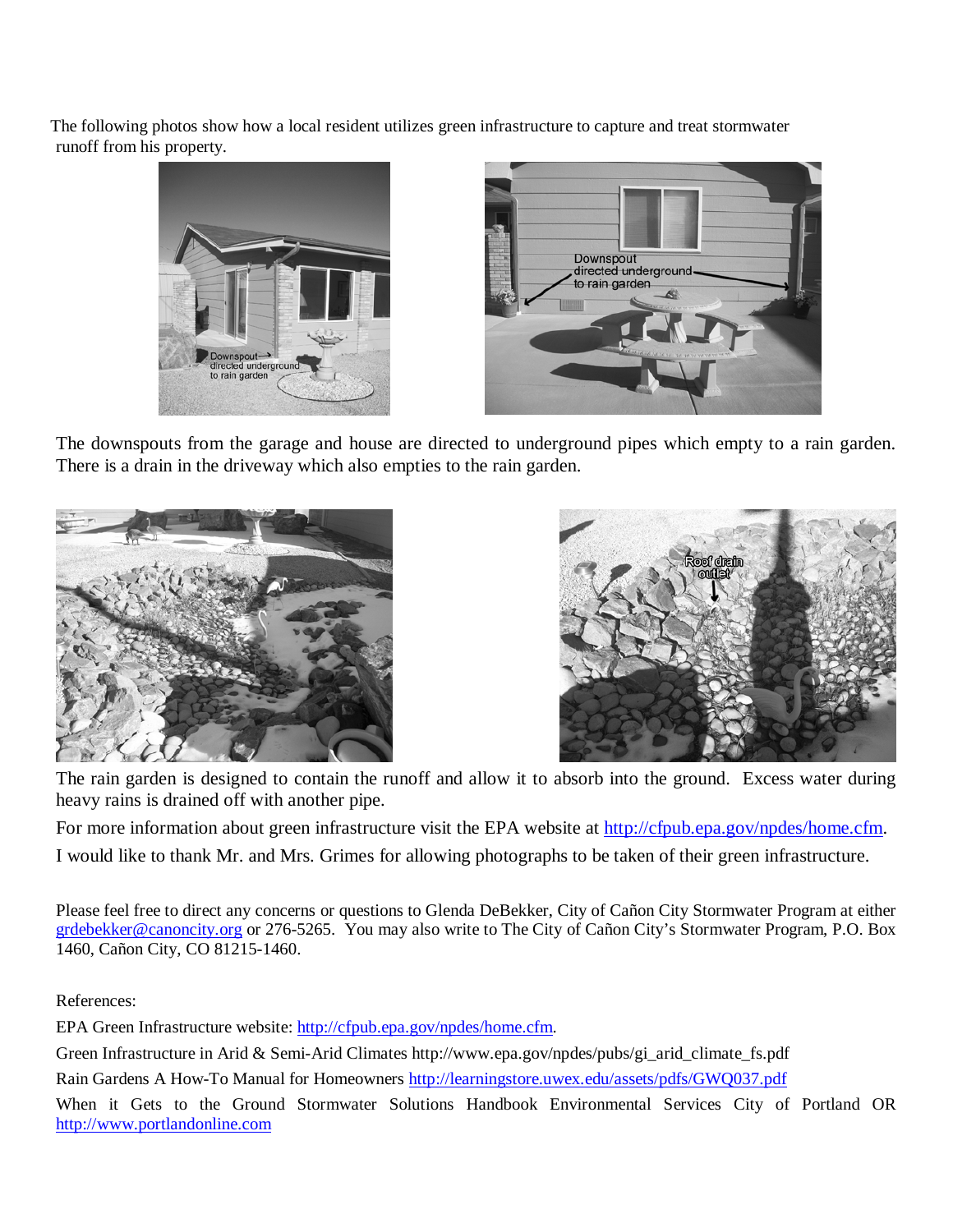The following photos show how a local resident utilizes green infrastructure to capture and treat stormwater runoff from his property.

The downspouts from the garage and house are directed to underground pipes which empty to a rain garden. There is a drain in the driveway which also empties to the rain garden.

The rain garden is designed to contain the runoff and allow it to absorb into the ground. Excess water during heavy rains is drained off with another pipe.

For more information about green infrastructure visit the EPA website at http://cfpub.epa.gov/npdes/home.cfm.

I would like to thank Mr. and Mrs. Grimes for allowing photographs to be taken of their green infrastructure.

Please feel free to direct any concerns or questions to Glenda DeBekker, City of Cañon City Stormwater Program at either grdebekker@canoncity.org or 276-5265. You may also write to The City of Cañon City's Stormwater Program, P.O. Box 1460, Cañon City, CO 81215-1460.

References:

EPA Green Infrastructure website: http://cfpub.epa.gov/npdes/home.cfm.

Green Infrastructure in Arid & Semi-Arid Climates http://www.epa.gov/npdes/pubs/gi_arid_climate_fs.pdf

Rain Gardens A How-To Manual for Homeowners http://learningstore.uwex.edu/assets/pdfs/GWQ037.pdf

When it Gets to the Ground Stormwater Solutions Handbook Environmental Services City of Portland OR http://www.portlandonline.com